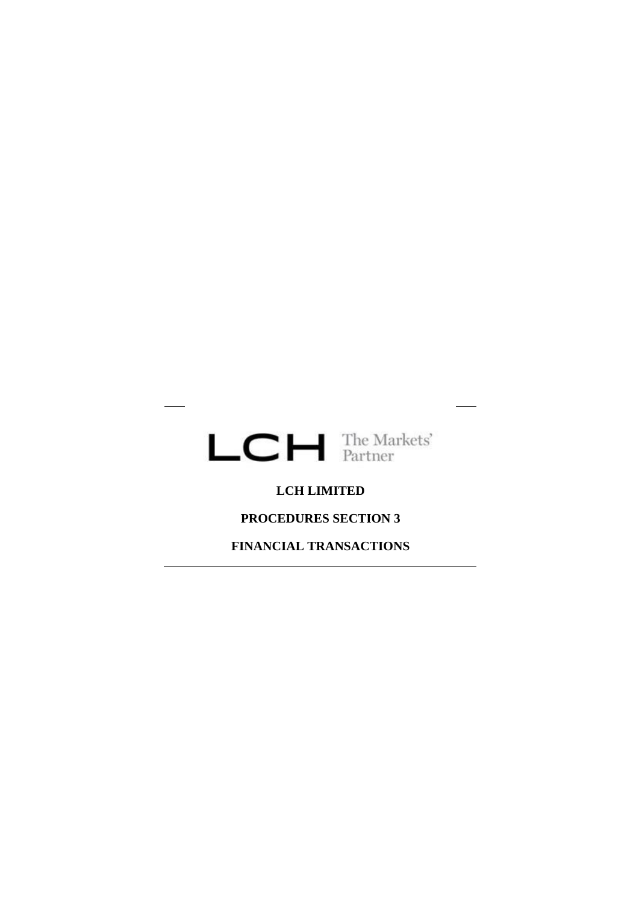LCH The Markets' Partner

# LCH LIMITED

# PROCEDURES SECTION 3

# FINANCIAL TRANSACTIONS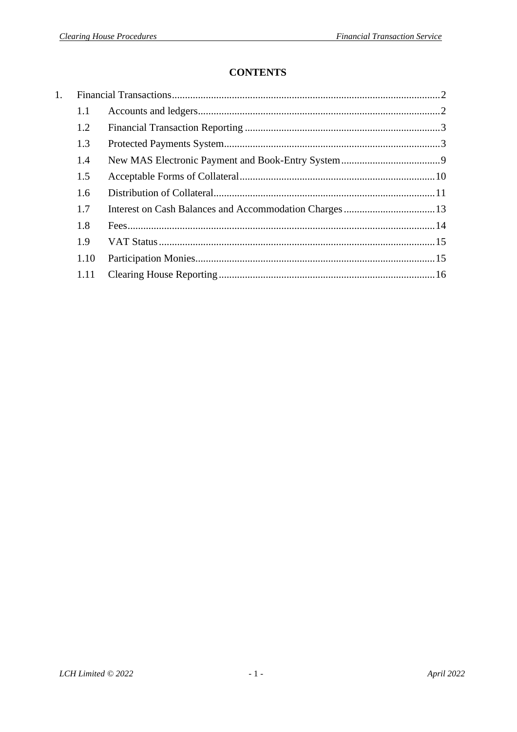# CONTENTS

1. Financial Transactions ........................................ 2
   - 1.1 Accounts and ledgers ........................................ 2
   - 1.2 Financial Transaction Reporting ........................................ 3
   - 1.3 Protected Payments System ........................................ 3
   - 1.4 New MAS Electronic Payment and Book-Entry System ........................................ 9
   - 1.5 Acceptable Forms of Collateral ........................................ 10
   - 1.6 Distribution of Collateral ........................................ 11
   - 1.7 Interest on Cash Balances and Accommodation Charges ........................................ 13
   - 1.8 Fees ........................................ 14
   - 1.9 VAT Status ........................................ 15
   - 1.10 Participation Monies ........................................ 15
   - 1.11 Clearing House Reporting ........................................ 16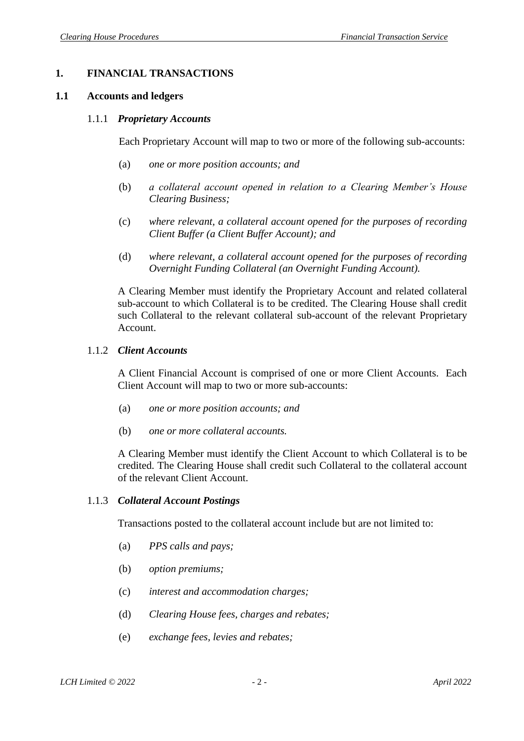# 1. FINANCIAL TRANSACTIONS

## 1.1 Accounts and ledgers

### 1.1.1 *Proprietary Accounts*

Each Proprietary Account will map to two or more of the following sub-accounts:

(a) *one or more position accounts; and*

(b) *a collateral account opened in relation to a Clearing Member's House Clearing Business;*

(c) *where relevant, a collateral account opened for the purposes of recording Client Buffer (a Client Buffer Account); and*

(d) *where relevant, a collateral account opened for the purposes of recording Overnight Funding Collateral (an Overnight Funding Account).*

A Clearing Member must identify the Proprietary Account and related collateral sub-account to which Collateral is to be credited. The Clearing House shall credit such Collateral to the relevant collateral sub-account of the relevant Proprietary Account.

### 1.1.2 *Client Accounts*

A Client Financial Account is comprised of one or more Client Accounts. Each Client Account will map to two or more sub-accounts:

(a) *one or more position accounts; and*

(b) *one or more collateral accounts.*

A Clearing Member must identify the Client Account to which Collateral is to be credited. The Clearing House shall credit such Collateral to the collateral account of the relevant Client Account.

### 1.1.3 *Collateral Account Postings*

Transactions posted to the collateral account include but are not limited to:

(a) *PPS calls and pays;*

(b) *option premiums;*

(c) *interest and accommodation charges;*

(d) *Clearing House fees, charges and rebates;*

(e) *exchange fees, levies and rebates;*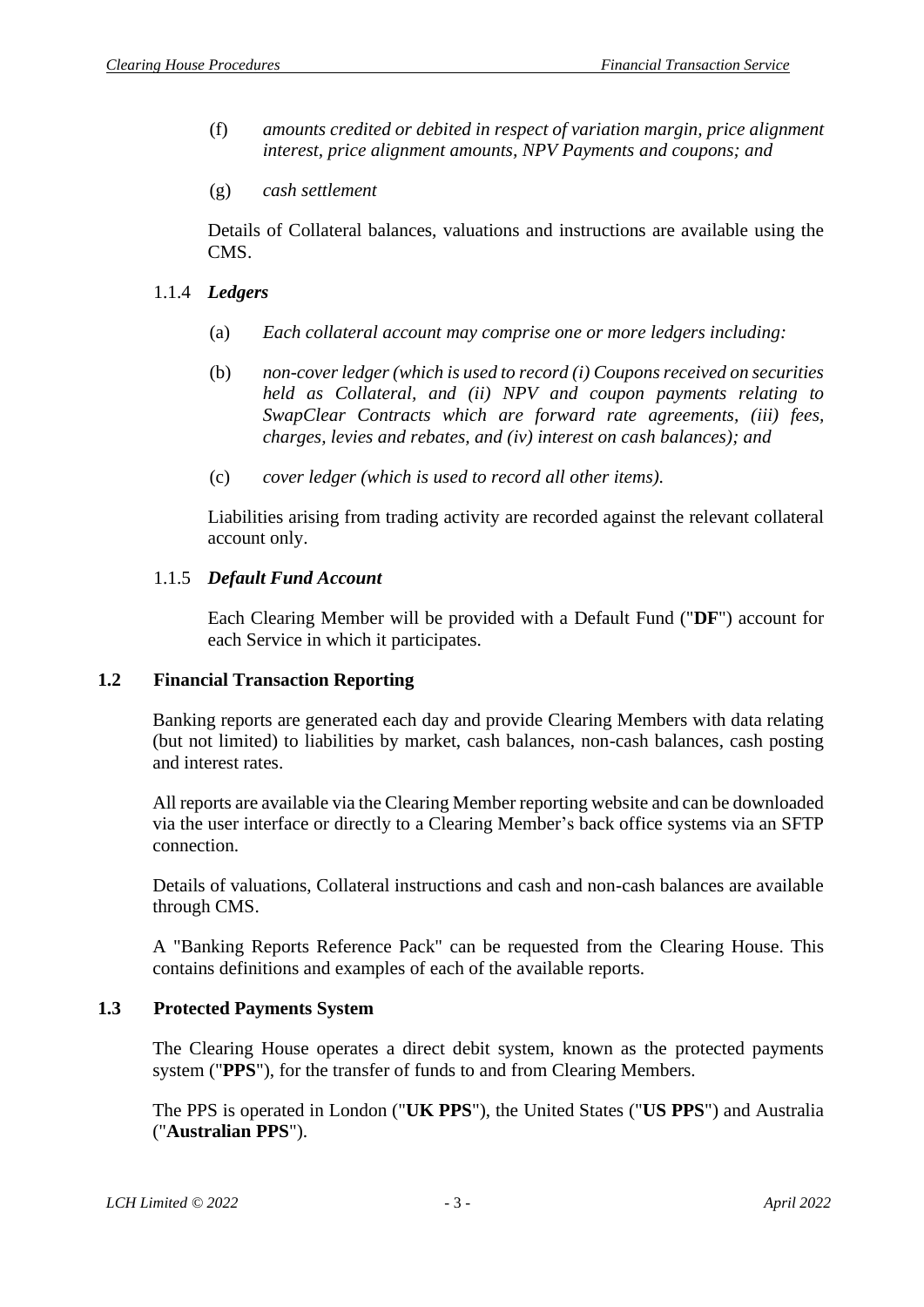(f) *amounts credited or debited in respect of variation margin, price alignment interest, price alignment amounts, NPV Payments and coupons; and*

(g) *cash settlement*

Details of Collateral balances, valuations and instructions are available using the CMS.

### 1.1.4 *Ledgers*

(a) *Each collateral account may comprise one or more ledgers including:*

(b) *non-cover ledger (which is used to record (i) Coupons received on securities held as Collateral, and (ii) NPV and coupon payments relating to SwapClear Contracts which are forward rate agreements, (iii) fees, charges, levies and rebates, and (iv) interest on cash balances); and*

(c) *cover ledger (which is used to record all other items).*

Liabilities arising from trading activity are recorded against the relevant collateral account only.

### 1.1.5 *Default Fund Account*

Each Clearing Member will be provided with a Default Fund ("**DF**") account for each Service in which it participates.

## 1.2 Financial Transaction Reporting

Banking reports are generated each day and provide Clearing Members with data relating (but not limited) to liabilities by market, cash balances, non-cash balances, cash posting and interest rates.

All reports are available via the Clearing Member reporting website and can be downloaded via the user interface or directly to a Clearing Member's back office systems via an SFTP connection.

Details of valuations, Collateral instructions and cash and non-cash balances are available through CMS.

A "Banking Reports Reference Pack" can be requested from the Clearing House. This contains definitions and examples of each of the available reports.

## 1.3 Protected Payments System

The Clearing House operates a direct debit system, known as the protected payments system ("**PPS**"), for the transfer of funds to and from Clearing Members.

The PPS is operated in London ("**UK PPS**"), the United States ("**US PPS**") and Australia ("**Australian PPS**").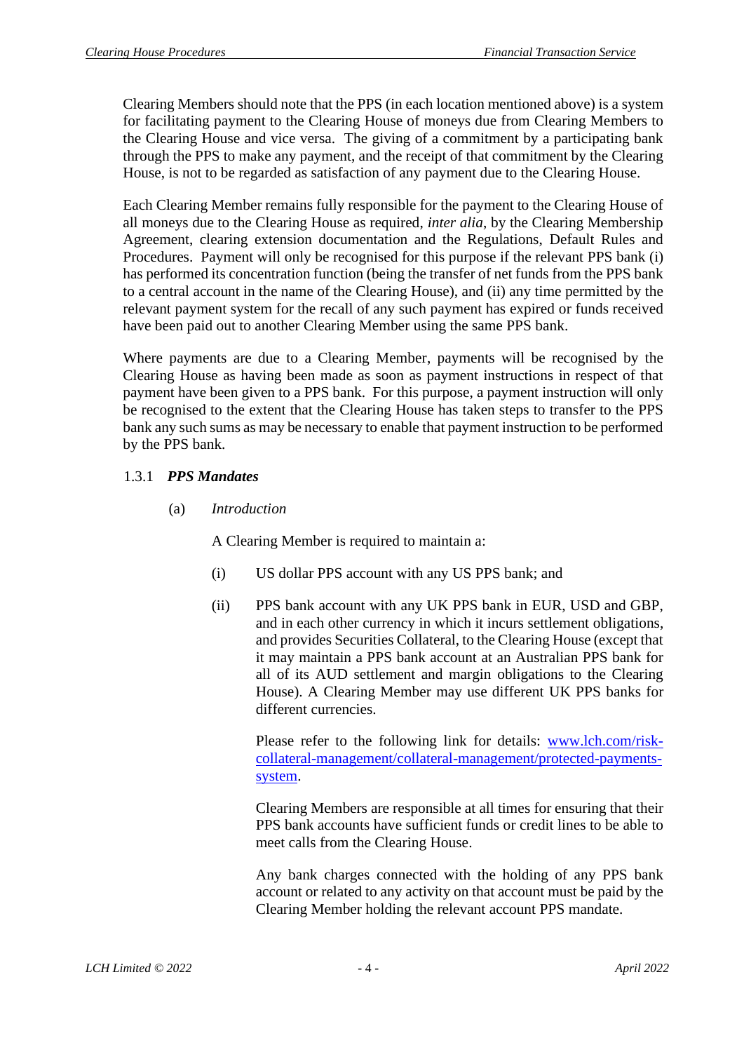Clearing Members should note that the PPS (in each location mentioned above) is a system for facilitating payment to the Clearing House of moneys due from Clearing Members to the Clearing House and vice versa. The giving of a commitment by a participating bank through the PPS to make any payment, and the receipt of that commitment by the Clearing House, is not to be regarded as satisfaction of any payment due to the Clearing House.

Each Clearing Member remains fully responsible for the payment to the Clearing House of all moneys due to the Clearing House as required, *inter alia*, by the Clearing Membership Agreement, clearing extension documentation and the Regulations, Default Rules and Procedures. Payment will only be recognised for this purpose if the relevant PPS bank (i) has performed its concentration function (being the transfer of net funds from the PPS bank to a central account in the name of the Clearing House), and (ii) any time permitted by the relevant payment system for the recall of any such payment has expired or funds received have been paid out to another Clearing Member using the same PPS bank.

Where payments are due to a Clearing Member, payments will be recognised by the Clearing House as having been made as soon as payment instructions in respect of that payment have been given to a PPS bank. For this purpose, a payment instruction will only be recognised to the extent that the Clearing House has taken steps to transfer to the PPS bank any such sums as may be necessary to enable that payment instruction to be performed by the PPS bank.

#### 1.3.1 ***PPS Mandates***

(a) *Introduction*

A Clearing Member is required to maintain a:

(i) US dollar PPS account with any US PPS bank; and

(ii) PPS bank account with any UK PPS bank in EUR, USD and GBP, and in each other currency in which it incurs settlement obligations, and provides Securities Collateral, to the Clearing House (except that it may maintain a PPS bank account at an Australian PPS bank for all of its AUD settlement and margin obligations to the Clearing House). A Clearing Member may use different UK PPS banks for different currencies.

Please refer to the following link for details: [www.lch.com/risk-collateral-management/collateral-management/protected-payments-system](www.lch.com/risk-collateral-management/collateral-management/protected-payments-system).

Clearing Members are responsible at all times for ensuring that their PPS bank accounts have sufficient funds or credit lines to be able to meet calls from the Clearing House.

Any bank charges connected with the holding of any PPS bank account or related to any activity on that account must be paid by the Clearing Member holding the relevant account PPS mandate.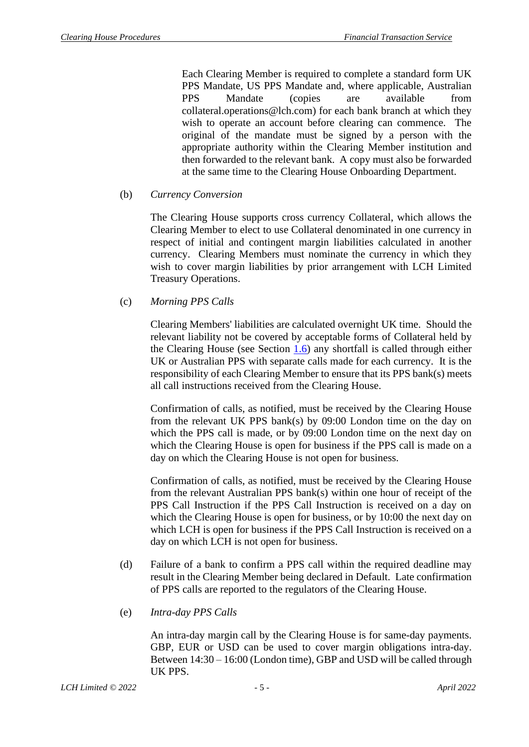Each Clearing Member is required to complete a standard form UK PPS Mandate, US PPS Mandate and, where applicable, Australian PPS Mandate (copies are available from collateral.operations@lch.com) for each bank branch at which they wish to operate an account before clearing can commence. The original of the mandate must be signed by a person with the appropriate authority within the Clearing Member institution and then forwarded to the relevant bank. A copy must also be forwarded at the same time to the Clearing House Onboarding Department.

(b) *Currency Conversion*

The Clearing House supports cross currency Collateral, which allows the Clearing Member to elect to use Collateral denominated in one currency in respect of initial and contingent margin liabilities calculated in another currency. Clearing Members must nominate the currency in which they wish to cover margin liabilities by prior arrangement with LCH Limited Treasury Operations.

(c) *Morning PPS Calls*

Clearing Members' liabilities are calculated overnight UK time. Should the relevant liability not be covered by acceptable forms of Collateral held by the Clearing House (see Section 1.6) any shortfall is called through either UK or Australian PPS with separate calls made for each currency. It is the responsibility of each Clearing Member to ensure that its PPS bank(s) meets all call instructions received from the Clearing House.

Confirmation of calls, as notified, must be received by the Clearing House from the relevant UK PPS bank(s) by 09:00 London time on the day on which the PPS call is made, or by 09:00 London time on the next day on which the Clearing House is open for business if the PPS call is made on a day on which the Clearing House is not open for business.

Confirmation of calls, as notified, must be received by the Clearing House from the relevant Australian PPS bank(s) within one hour of receipt of the PPS Call Instruction if the PPS Call Instruction is received on a day on which the Clearing House is open for business, or by 10:00 the next day on which LCH is open for business if the PPS Call Instruction is received on a day on which LCH is not open for business.

(d) Failure of a bank to confirm a PPS call within the required deadline may result in the Clearing Member being declared in Default. Late confirmation of PPS calls are reported to the regulators of the Clearing House.

(e) *Intra-day PPS Calls*

An intra-day margin call by the Clearing House is for same-day payments. GBP, EUR or USD can be used to cover margin obligations intra-day. Between 14:30 – 16:00 (London time), GBP and USD will be called through UK PPS.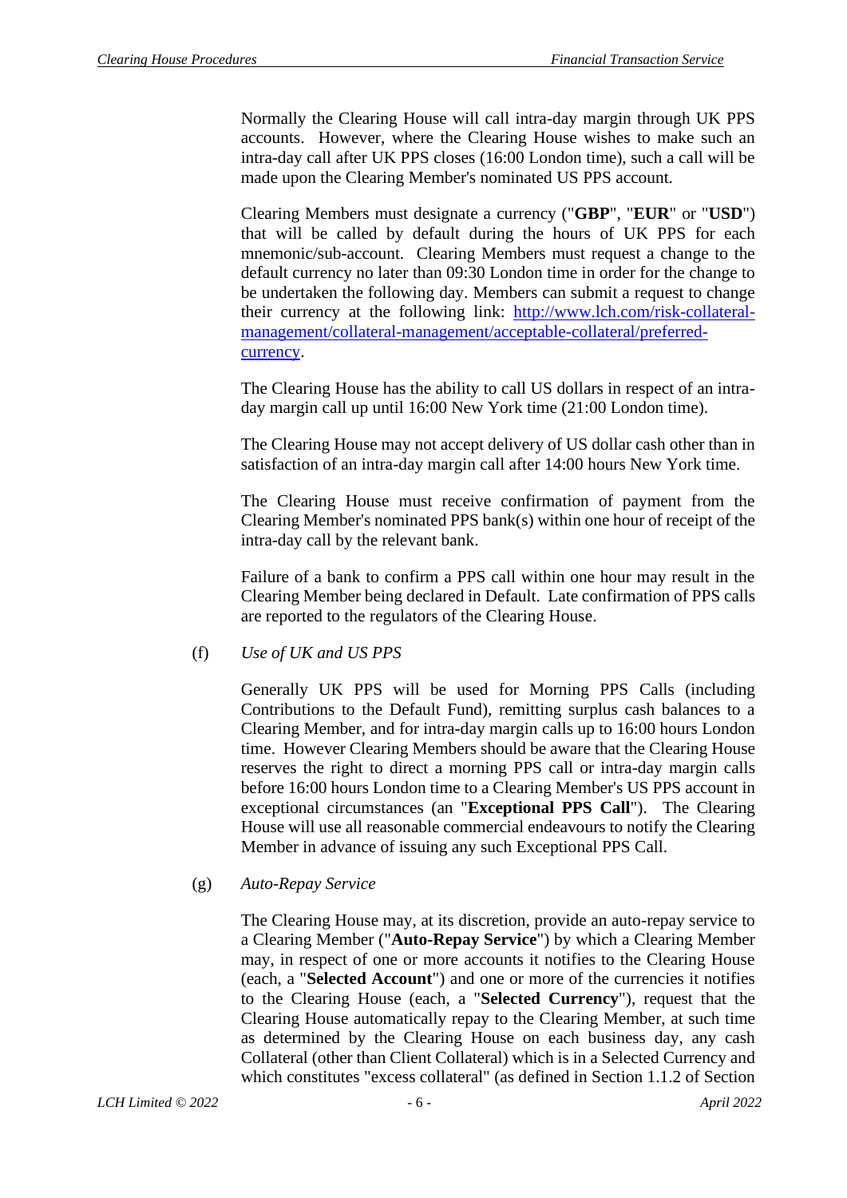Normally the Clearing House will call intra-day margin through UK PPS accounts. However, where the Clearing House wishes to make such an intra-day call after UK PPS closes (16:00 London time), such a call will be made upon the Clearing Member's nominated US PPS account.

Clearing Members must designate a currency ("**GBP**", "**EUR**" or "**USD**") that will be called by default during the hours of UK PPS for each mnemonic/sub-account. Clearing Members must request a change to the default currency no later than 09:30 London time in order for the change to be undertaken the following day. Members can submit a request to change their currency at the following link: [http://www.lch.com/risk-collateral-management/collateral-management/acceptable-collateral/preferred-currency](http://www.lch.com/risk-collateral-management/collateral-management/acceptable-collateral/preferred-currency).

The Clearing House has the ability to call US dollars in respect of an intra-day margin call up until 16:00 New York time (21:00 London time).

The Clearing House may not accept delivery of US dollar cash other than in satisfaction of an intra-day margin call after 14:00 hours New York time.

The Clearing House must receive confirmation of payment from the Clearing Member's nominated PPS bank(s) within one hour of receipt of the intra-day call by the relevant bank.

Failure of a bank to confirm a PPS call within one hour may result in the Clearing Member being declared in Default. Late confirmation of PPS calls are reported to the regulators of the Clearing House.

(f) *Use of UK and US PPS*

Generally UK PPS will be used for Morning PPS Calls (including Contributions to the Default Fund), remitting surplus cash balances to a Clearing Member, and for intra-day margin calls up to 16:00 hours London time. However Clearing Members should be aware that the Clearing House reserves the right to direct a morning PPS call or intra-day margin calls before 16:00 hours London time to a Clearing Member's US PPS account in exceptional circumstances (an "**Exceptional PPS Call**"). The Clearing House will use all reasonable commercial endeavours to notify the Clearing Member in advance of issuing any such Exceptional PPS Call.

(g) *Auto-Repay Service*

The Clearing House may, at its discretion, provide an auto-repay service to a Clearing Member ("**Auto-Repay Service**") by which a Clearing Member may, in respect of one or more accounts it notifies to the Clearing House (each, a "**Selected Account**") and one or more of the currencies it notifies to the Clearing House (each, a "**Selected Currency**"), request that the Clearing House automatically repay to the Clearing Member, at such time as determined by the Clearing House on each business day, any cash Collateral (other than Client Collateral) which is in a Selected Currency and which constitutes "excess collateral" (as defined in Section 1.1.2 of Section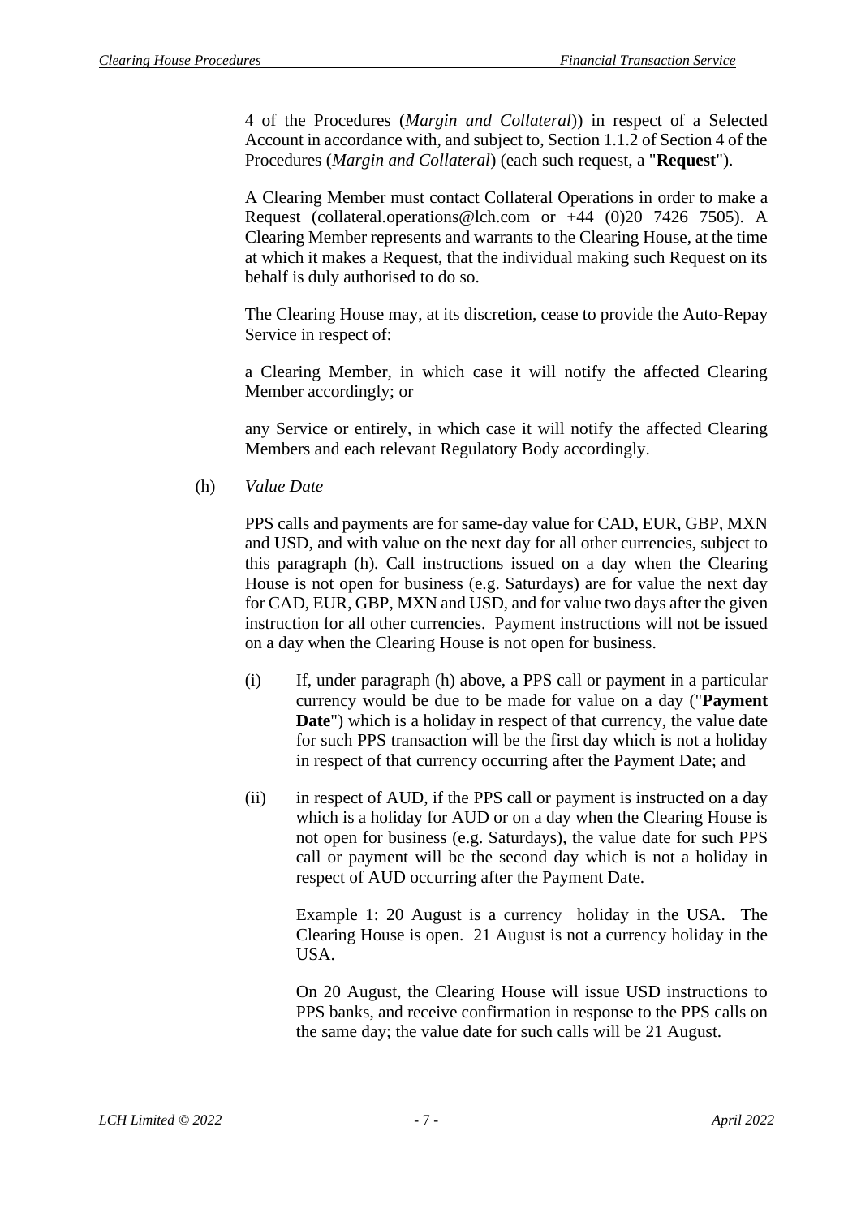4 of the Procedures (*Margin and Collateral*)) in respect of a Selected Account in accordance with, and subject to, Section 1.1.2 of Section 4 of the Procedures (*Margin and Collateral*) (each such request, a "**Request**").

A Clearing Member must contact Collateral Operations in order to make a Request (collateral.operations@lch.com or +44 (0)20 7426 7505). A Clearing Member represents and warrants to the Clearing House, at the time at which it makes a Request, that the individual making such Request on its behalf is duly authorised to do so.

The Clearing House may, at its discretion, cease to provide the Auto-Repay Service in respect of:

a Clearing Member, in which case it will notify the affected Clearing Member accordingly; or

any Service or entirely, in which case it will notify the affected Clearing Members and each relevant Regulatory Body accordingly.

(h) *Value Date*

PPS calls and payments are for same-day value for CAD, EUR, GBP, MXN and USD, and with value on the next day for all other currencies, subject to this paragraph (h). Call instructions issued on a day when the Clearing House is not open for business (e.g. Saturdays) are for value the next day for CAD, EUR, GBP, MXN and USD, and for value two days after the given instruction for all other currencies. Payment instructions will not be issued on a day when the Clearing House is not open for business.

(i) If, under paragraph (h) above, a PPS call or payment in a particular currency would be due to be made for value on a day ("**Payment Date**") which is a holiday in respect of that currency, the value date for such PPS transaction will be the first day which is not a holiday in respect of that currency occurring after the Payment Date; and

(ii) in respect of AUD, if the PPS call or payment is instructed on a day which is a holiday for AUD or on a day when the Clearing House is not open for business (e.g. Saturdays), the value date for such PPS call or payment will be the second day which is not a holiday in respect of AUD occurring after the Payment Date.

Example 1: 20 August is a currency holiday in the USA. The Clearing House is open. 21 August is not a currency holiday in the USA.

On 20 August, the Clearing House will issue USD instructions to PPS banks, and receive confirmation in response to the PPS calls on the same day; the value date for such calls will be 21 August.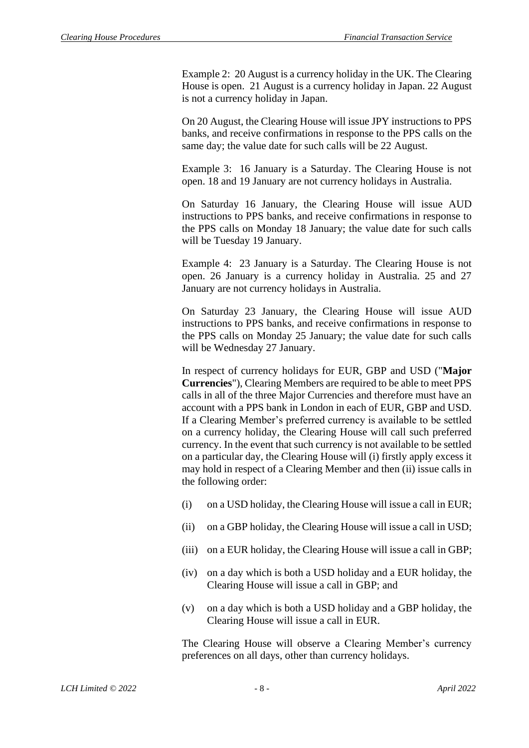Example 2: 20 August is a currency holiday in the UK. The Clearing House is open. 21 August is a currency holiday in Japan. 22 August is not a currency holiday in Japan.

On 20 August, the Clearing House will issue JPY instructions to PPS banks, and receive confirmations in response to the PPS calls on the same day; the value date for such calls will be 22 August.

Example 3: 16 January is a Saturday. The Clearing House is not open. 18 and 19 January are not currency holidays in Australia.

On Saturday 16 January, the Clearing House will issue AUD instructions to PPS banks, and receive confirmations in response to the PPS calls on Monday 18 January; the value date for such calls will be Tuesday 19 January.

Example 4: 23 January is a Saturday. The Clearing House is not open. 26 January is a currency holiday in Australia. 25 and 27 January are not currency holidays in Australia.

On Saturday 23 January, the Clearing House will issue AUD instructions to PPS banks, and receive confirmations in response to the PPS calls on Monday 25 January; the value date for such calls will be Wednesday 27 January.

In respect of currency holidays for EUR, GBP and USD ("**Major Currencies**"), Clearing Members are required to be able to meet PPS calls in all of the three Major Currencies and therefore must have an account with a PPS bank in London in each of EUR, GBP and USD. If a Clearing Member's preferred currency is available to be settled on a currency holiday, the Clearing House will call such preferred currency. In the event that such currency is not available to be settled on a particular day, the Clearing House will (i) firstly apply excess it may hold in respect of a Clearing Member and then (ii) issue calls in the following order:

(i) on a USD holiday, the Clearing House will issue a call in EUR;

(ii) on a GBP holiday, the Clearing House will issue a call in USD;

(iii) on a EUR holiday, the Clearing House will issue a call in GBP;

(iv) on a day which is both a USD holiday and a EUR holiday, the Clearing House will issue a call in GBP; and

(v) on a day which is both a USD holiday and a GBP holiday, the Clearing House will issue a call in EUR.

The Clearing House will observe a Clearing Member's currency preferences on all days, other than currency holidays.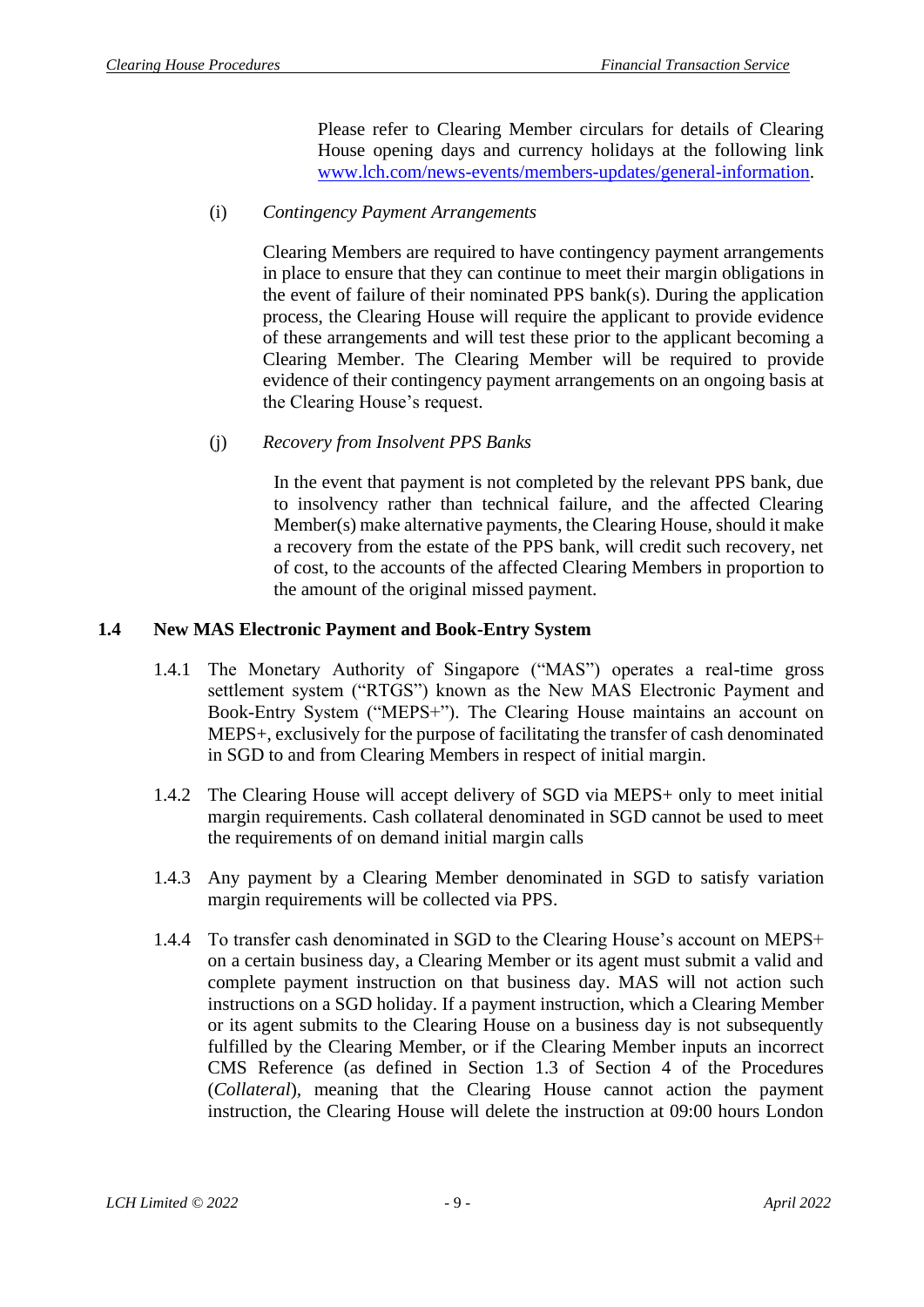Please refer to Clearing Member circulars for details of Clearing House opening days and currency holidays at the following link [www.lch.com/news-events/members-updates/general-information](www.lch.com/news-events/members-updates/general-information).

(i) *Contingency Payment Arrangements*

Clearing Members are required to have contingency payment arrangements in place to ensure that they can continue to meet their margin obligations in the event of failure of their nominated PPS bank(s). During the application process, the Clearing House will require the applicant to provide evidence of these arrangements and will test these prior to the applicant becoming a Clearing Member. The Clearing Member will be required to provide evidence of their contingency payment arrangements on an ongoing basis at the Clearing House's request.

(j) *Recovery from Insolvent PPS Banks*

In the event that payment is not completed by the relevant PPS bank, due to insolvency rather than technical failure, and the affected Clearing Member(s) make alternative payments, the Clearing House, should it make a recovery from the estate of the PPS bank, will credit such recovery, net of cost, to the accounts of the affected Clearing Members in proportion to the amount of the original missed payment.

## 1.4 New MAS Electronic Payment and Book-Entry System

1.4.1 The Monetary Authority of Singapore ("MAS") operates a real-time gross settlement system ("RTGS") known as the New MAS Electronic Payment and Book-Entry System ("MEPS+"). The Clearing House maintains an account on MEPS+, exclusively for the purpose of facilitating the transfer of cash denominated in SGD to and from Clearing Members in respect of initial margin.

1.4.2 The Clearing House will accept delivery of SGD via MEPS+ only to meet initial margin requirements. Cash collateral denominated in SGD cannot be used to meet the requirements of on demand initial margin calls

1.4.3 Any payment by a Clearing Member denominated in SGD to satisfy variation margin requirements will be collected via PPS.

1.4.4 To transfer cash denominated in SGD to the Clearing House's account on MEPS+ on a certain business day, a Clearing Member or its agent must submit a valid and complete payment instruction on that business day. MAS will not action such instructions on a SGD holiday. If a payment instruction, which a Clearing Member or its agent submits to the Clearing House on a business day is not subsequently fulfilled by the Clearing Member, or if the Clearing Member inputs an incorrect CMS Reference (as defined in Section 1.3 of Section 4 of the Procedures (*Collateral*), meaning that the Clearing House cannot action the payment instruction, the Clearing House will delete the instruction at 09:00 hours London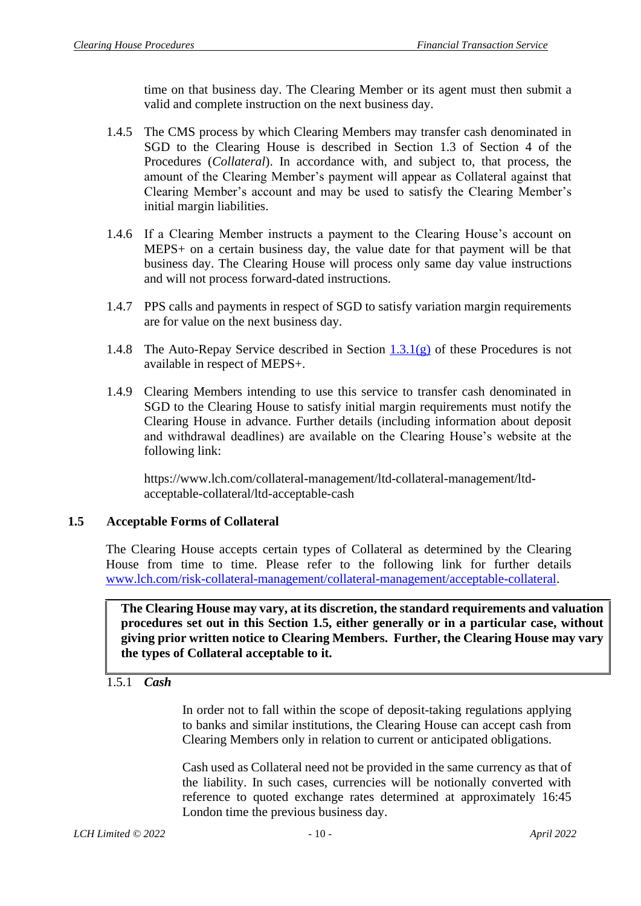time on that business day. The Clearing Member or its agent must then submit a valid and complete instruction on the next business day.

1.4.5 The CMS process by which Clearing Members may transfer cash denominated in SGD to the Clearing House is described in Section 1.3 of Section 4 of the Procedures (*Collateral*). In accordance with, and subject to, that process, the amount of the Clearing Member's payment will appear as Collateral against that Clearing Member's account and may be used to satisfy the Clearing Member's initial margin liabilities.

1.4.6 If a Clearing Member instructs a payment to the Clearing House's account on MEPS+ on a certain business day, the value date for that payment will be that business day. The Clearing House will process only same day value instructions and will not process forward-dated instructions.

1.4.7 PPS calls and payments in respect of SGD to satisfy variation margin requirements are for value on the next business day.

1.4.8 The Auto-Repay Service described in Section 1.3.1(g) of these Procedures is not available in respect of MEPS+.

1.4.9 Clearing Members intending to use this service to transfer cash denominated in SGD to the Clearing House to satisfy initial margin requirements must notify the Clearing House in advance. Further details (including information about deposit and withdrawal deadlines) are available on the Clearing House's website at the following link:

https://www.lch.com/collateral-management/ltd-collateral-management/ltd-acceptable-collateral/ltd-acceptable-cash

## 1.5 Acceptable Forms of Collateral

The Clearing House accepts certain types of Collateral as determined by the Clearing House from time to time. Please refer to the following link for further details www.lch.com/risk-collateral-management/collateral-management/acceptable-collateral.

**The Clearing House may vary, at its discretion, the standard requirements and valuation procedures set out in this Section 1.5, either generally or in a particular case, without giving prior written notice to Clearing Members. Further, the Clearing House may vary the types of Collateral acceptable to it.**

### 1.5.1 *Cash*

In order not to fall within the scope of deposit-taking regulations applying to banks and similar institutions, the Clearing House can accept cash from Clearing Members only in relation to current or anticipated obligations.

Cash used as Collateral need not be provided in the same currency as that of the liability. In such cases, currencies will be notionally converted with reference to quoted exchange rates determined at approximately 16:45 London time the previous business day.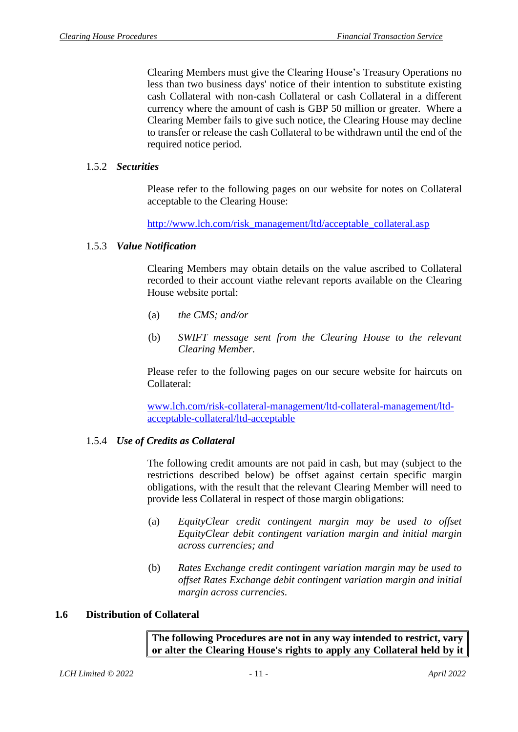Clearing Members must give the Clearing House's Treasury Operations no less than two business days' notice of their intention to substitute existing cash Collateral with non-cash Collateral or cash Collateral in a different currency where the amount of cash is GBP 50 million or greater. Where a Clearing Member fails to give such notice, the Clearing House may decline to transfer or release the cash Collateral to be withdrawn until the end of the required notice period.

#### 1.5.2 *Securities*

Please refer to the following pages on our website for notes on Collateral acceptable to the Clearing House:

[http://www.lch.com/risk_management/ltd/acceptable_collateral.asp](http://www.lch.com/risk_management/ltd/acceptable_collateral.asp)

#### 1.5.3 *Value Notification*

Clearing Members may obtain details on the value ascribed to Collateral recorded to their account viathe relevant reports available on the Clearing House website portal:

(a) *the CMS; and/or*

(b) *SWIFT message sent from the Clearing House to the relevant Clearing Member.*

Please refer to the following pages on our secure website for haircuts on Collateral:

[www.lch.com/risk-collateral-management/ltd-collateral-management/ltd-acceptable-collateral/ltd-acceptable](www.lch.com/risk-collateral-management/ltd-collateral-management/ltd-acceptable-collateral/ltd-acceptable)

#### 1.5.4 *Use of Credits as Collateral*

The following credit amounts are not paid in cash, but may (subject to the restrictions described below) be offset against certain specific margin obligations, with the result that the relevant Clearing Member will need to provide less Collateral in respect of those margin obligations:

(a) *EquityClear credit contingent margin may be used to offset EquityClear debit contingent variation margin and initial margin across currencies; and*

(b) *Rates Exchange credit contingent variation margin may be used to offset Rates Exchange debit contingent variation margin and initial margin across currencies.*

### 1.6 Distribution of Collateral

**The following Procedures are not in any way intended to restrict, vary or alter the Clearing House's rights to apply any Collateral held by it**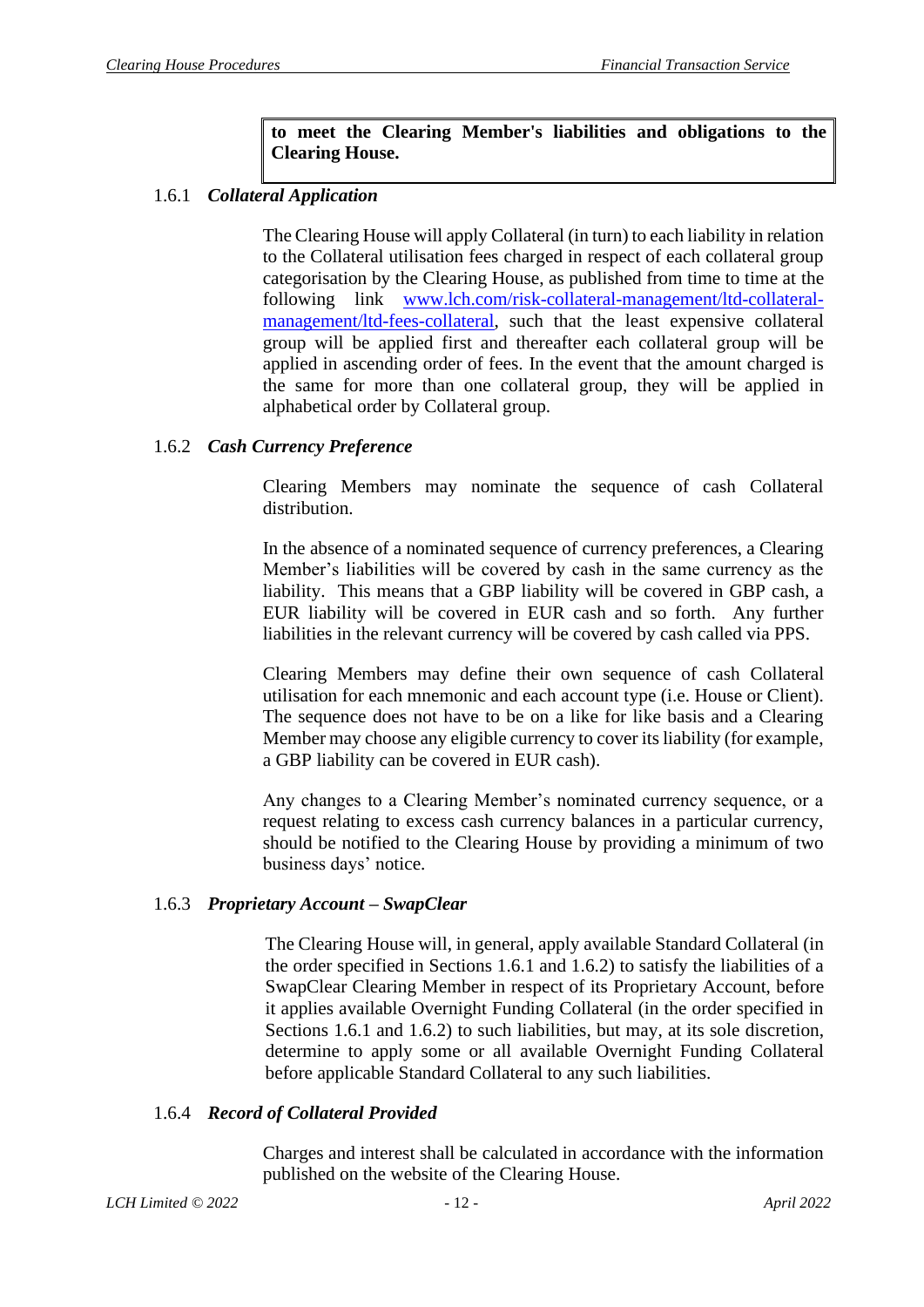**to meet the Clearing Member's liabilities and obligations to the Clearing House.**

### 1.6.1 *Collateral Application*

The Clearing House will apply Collateral (in turn) to each liability in relation to the Collateral utilisation fees charged in respect of each collateral group categorisation by the Clearing House, as published from time to time at the following link [www.lch.com/risk-collateral-management/ltd-collateral-management/ltd-fees-collateral](www.lch.com/risk-collateral-management/ltd-collateral-management/ltd-fees-collateral), such that the least expensive collateral group will be applied first and thereafter each collateral group will be applied in ascending order of fees. In the event that the amount charged is the same for more than one collateral group, they will be applied in alphabetical order by Collateral group.

### 1.6.2 *Cash Currency Preference*

Clearing Members may nominate the sequence of cash Collateral distribution.

In the absence of a nominated sequence of currency preferences, a Clearing Member's liabilities will be covered by cash in the same currency as the liability. This means that a GBP liability will be covered in GBP cash, a EUR liability will be covered in EUR cash and so forth. Any further liabilities in the relevant currency will be covered by cash called via PPS.

Clearing Members may define their own sequence of cash Collateral utilisation for each mnemonic and each account type (i.e. House or Client). The sequence does not have to be on a like for like basis and a Clearing Member may choose any eligible currency to cover its liability (for example, a GBP liability can be covered in EUR cash).

Any changes to a Clearing Member's nominated currency sequence, or a request relating to excess cash currency balances in a particular currency, should be notified to the Clearing House by providing a minimum of two business days' notice.

### 1.6.3 *Proprietary Account – SwapClear*

The Clearing House will, in general, apply available Standard Collateral (in the order specified in Sections 1.6.1 and 1.6.2) to satisfy the liabilities of a SwapClear Clearing Member in respect of its Proprietary Account, before it applies available Overnight Funding Collateral (in the order specified in Sections 1.6.1 and 1.6.2) to such liabilities, but may, at its sole discretion, determine to apply some or all available Overnight Funding Collateral before applicable Standard Collateral to any such liabilities.

### 1.6.4 *Record of Collateral Provided*

Charges and interest shall be calculated in accordance with the information published on the website of the Clearing House.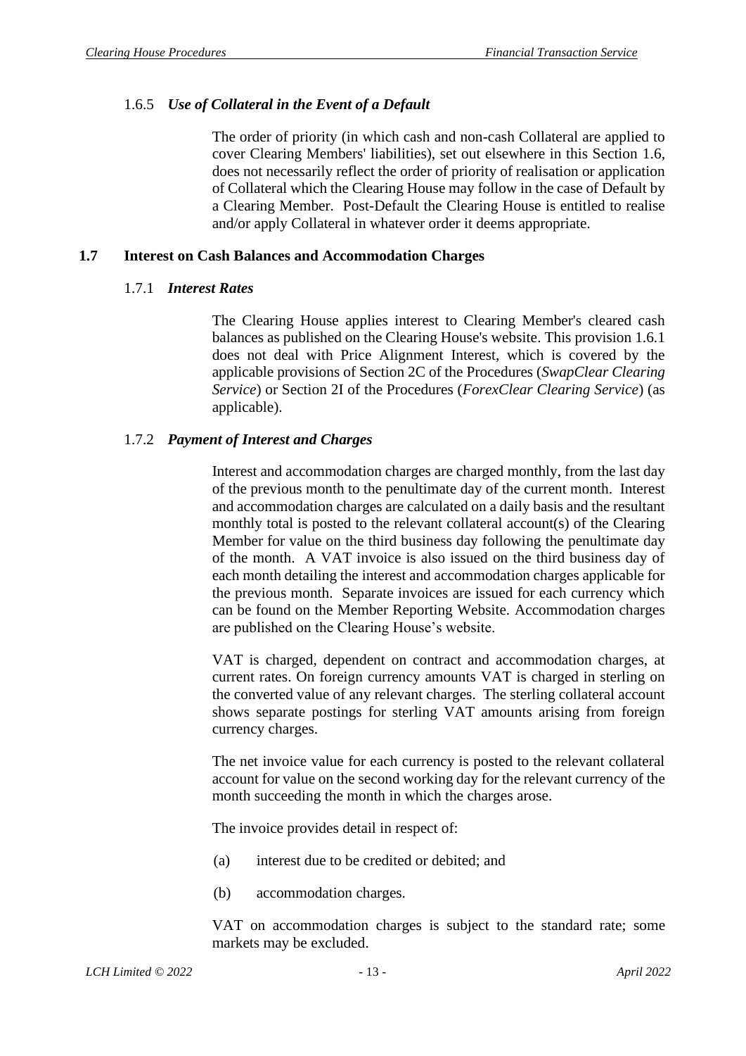### 1.6.5 *Use of Collateral in the Event of a Default*

The order of priority (in which cash and non-cash Collateral are applied to cover Clearing Members' liabilities), set out elsewhere in this Section 1.6, does not necessarily reflect the order of priority of realisation or application of Collateral which the Clearing House may follow in the case of Default by a Clearing Member. Post-Default the Clearing House is entitled to realise and/or apply Collateral in whatever order it deems appropriate.

## 1.7 Interest on Cash Balances and Accommodation Charges

### 1.7.1 *Interest Rates*

The Clearing House applies interest to Clearing Member's cleared cash balances as published on the Clearing House's website. This provision 1.6.1 does not deal with Price Alignment Interest, which is covered by the applicable provisions of Section 2C of the Procedures (*SwapClear Clearing Service*) or Section 2I of the Procedures (*ForexClear Clearing Service*) (as applicable).

### 1.7.2 *Payment of Interest and Charges*

Interest and accommodation charges are charged monthly, from the last day of the previous month to the penultimate day of the current month. Interest and accommodation charges are calculated on a daily basis and the resultant monthly total is posted to the relevant collateral account(s) of the Clearing Member for value on the third business day following the penultimate day of the month. A VAT invoice is also issued on the third business day of each month detailing the interest and accommodation charges applicable for the previous month. Separate invoices are issued for each currency which can be found on the Member Reporting Website. Accommodation charges are published on the Clearing House's website.

VAT is charged, dependent on contract and accommodation charges, at current rates. On foreign currency amounts VAT is charged in sterling on the converted value of any relevant charges. The sterling collateral account shows separate postings for sterling VAT amounts arising from foreign currency charges.

The net invoice value for each currency is posted to the relevant collateral account for value on the second working day for the relevant currency of the month succeeding the month in which the charges arose.

The invoice provides detail in respect of:

(a) interest due to be credited or debited; and

(b) accommodation charges.

VAT on accommodation charges is subject to the standard rate; some markets may be excluded.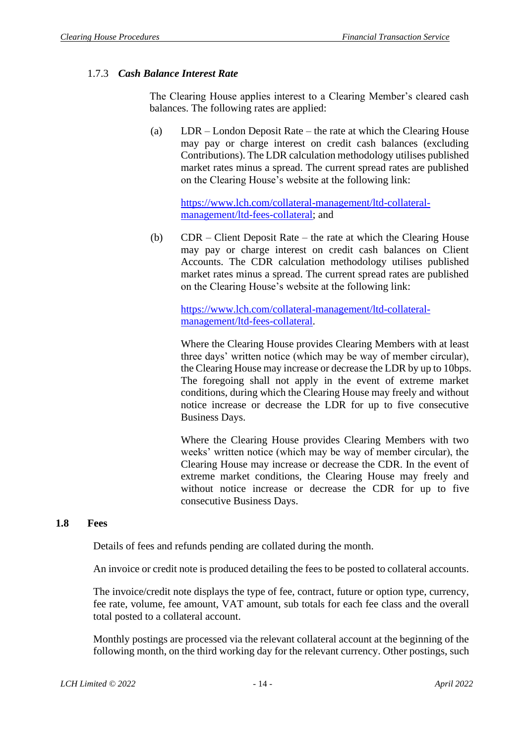#### 1.7.3 *Cash Balance Interest Rate*

The Clearing House applies interest to a Clearing Member's cleared cash balances. The following rates are applied:

(a) LDR – London Deposit Rate – the rate at which the Clearing House may pay or charge interest on credit cash balances (excluding Contributions). The LDR calculation methodology utilises published market rates minus a spread. The current spread rates are published on the Clearing House's website at the following link:

[https://www.lch.com/collateral-management/ltd-collateral-management/ltd-fees-collateral](https://www.lch.com/collateral-management/ltd-collateral-management/ltd-fees-collateral); and

(b) CDR – Client Deposit Rate – the rate at which the Clearing House may pay or charge interest on credit cash balances on Client Accounts. The CDR calculation methodology utilises published market rates minus a spread. The current spread rates are published on the Clearing House's website at the following link:

[https://www.lch.com/collateral-management/ltd-collateral-management/ltd-fees-collateral](https://www.lch.com/collateral-management/ltd-collateral-management/ltd-fees-collateral).

Where the Clearing House provides Clearing Members with at least three days' written notice (which may be way of member circular), the Clearing House may increase or decrease the LDR by up to 10bps. The foregoing shall not apply in the event of extreme market conditions, during which the Clearing House may freely and without notice increase or decrease the LDR for up to five consecutive Business Days.

Where the Clearing House provides Clearing Members with two weeks' written notice (which may be way of member circular), the Clearing House may increase or decrease the CDR. In the event of extreme market conditions, the Clearing House may freely and without notice increase or decrease the CDR for up to five consecutive Business Days.

### 1.8 Fees

Details of fees and refunds pending are collated during the month.

An invoice or credit note is produced detailing the fees to be posted to collateral accounts.

The invoice/credit note displays the type of fee, contract, future or option type, currency, fee rate, volume, fee amount, VAT amount, sub totals for each fee class and the overall total posted to a collateral account.

Monthly postings are processed via the relevant collateral account at the beginning of the following month, on the third working day for the relevant currency. Other postings, such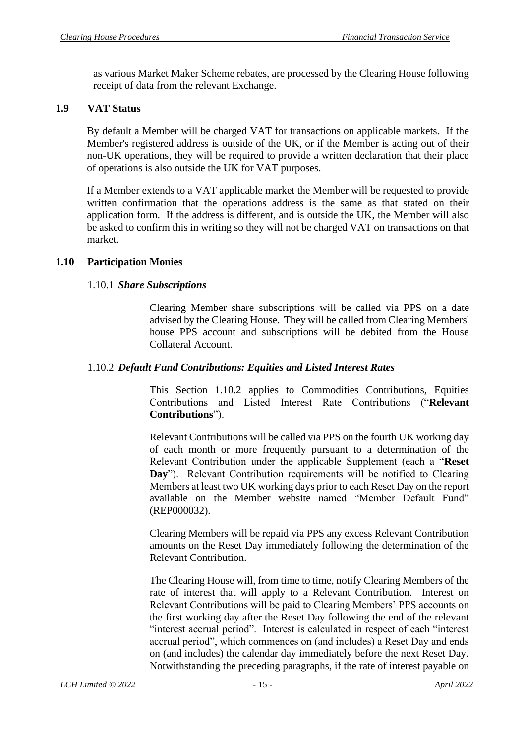as various Market Maker Scheme rebates, are processed by the Clearing House following receipt of data from the relevant Exchange.

## 1.9 VAT Status

By default a Member will be charged VAT for transactions on applicable markets. If the Member's registered address is outside of the UK, or if the Member is acting out of their non-UK operations, they will be required to provide a written declaration that their place of operations is also outside the UK for VAT purposes.

If a Member extends to a VAT applicable market the Member will be requested to provide written confirmation that the operations address is the same as that stated on their application form. If the address is different, and is outside the UK, the Member will also be asked to confirm this in writing so they will not be charged VAT on transactions on that market.

## 1.10 Participation Monies

### 1.10.1 *Share Subscriptions*

Clearing Member share subscriptions will be called via PPS on a date advised by the Clearing House. They will be called from Clearing Members' house PPS account and subscriptions will be debited from the House Collateral Account.

### 1.10.2 *Default Fund Contributions: Equities and Listed Interest Rates*

This Section 1.10.2 applies to Commodities Contributions, Equities Contributions and Listed Interest Rate Contributions ("**Relevant Contributions**").

Relevant Contributions will be called via PPS on the fourth UK working day of each month or more frequently pursuant to a determination of the Relevant Contribution under the applicable Supplement (each a "**Reset Day**"). Relevant Contribution requirements will be notified to Clearing Members at least two UK working days prior to each Reset Day on the report available on the Member website named "Member Default Fund" (REP000032).

Clearing Members will be repaid via PPS any excess Relevant Contribution amounts on the Reset Day immediately following the determination of the Relevant Contribution.

The Clearing House will, from time to time, notify Clearing Members of the rate of interest that will apply to a Relevant Contribution. Interest on Relevant Contributions will be paid to Clearing Members' PPS accounts on the first working day after the Reset Day following the end of the relevant "interest accrual period". Interest is calculated in respect of each "interest accrual period", which commences on (and includes) a Reset Day and ends on (and includes) the calendar day immediately before the next Reset Day. Notwithstanding the preceding paragraphs, if the rate of interest payable on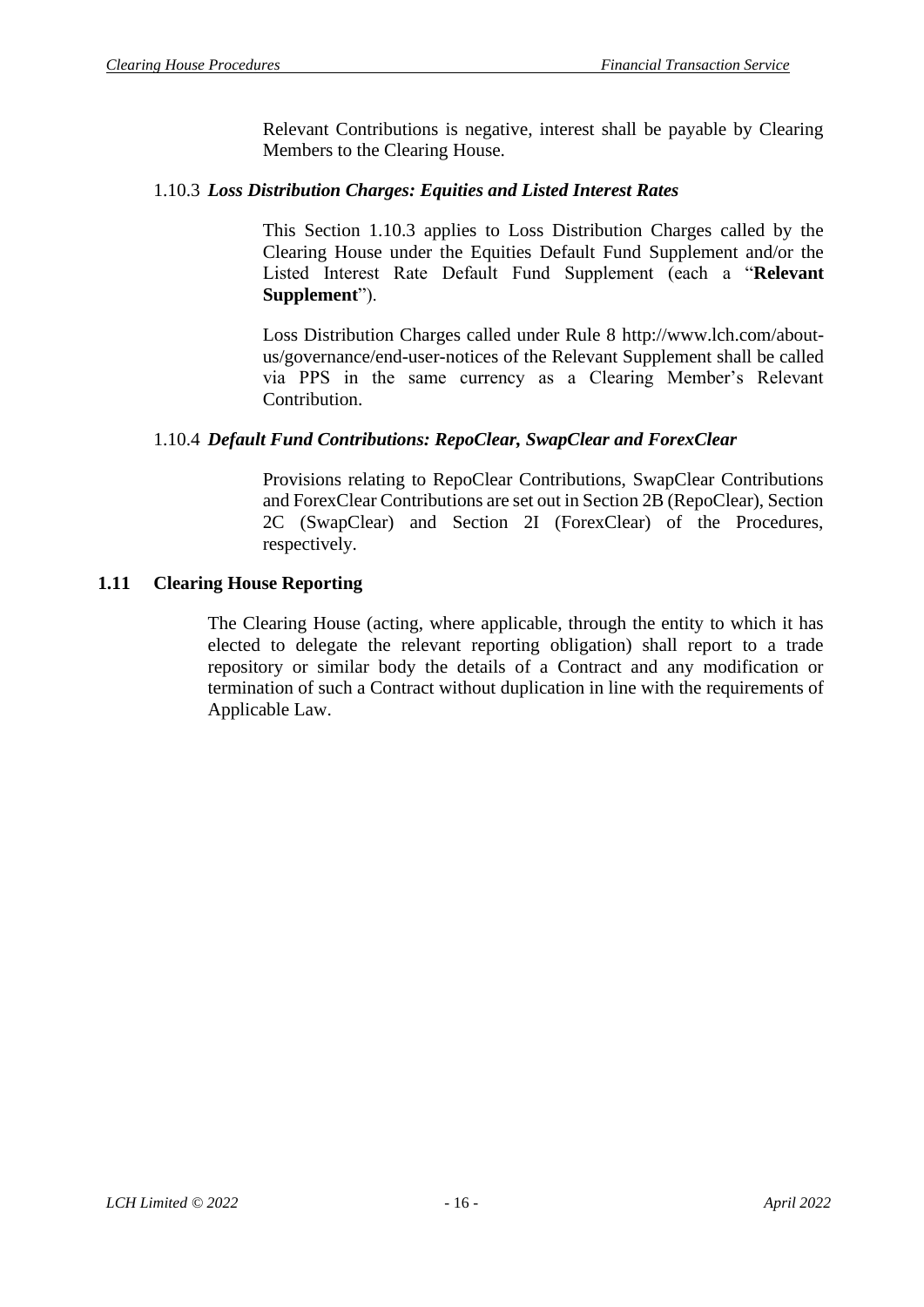Relevant Contributions is negative, interest shall be payable by Clearing Members to the Clearing House.

#### 1.10.3 *Loss Distribution Charges: Equities and Listed Interest Rates*

This Section 1.10.3 applies to Loss Distribution Charges called by the Clearing House under the Equities Default Fund Supplement and/or the Listed Interest Rate Default Fund Supplement (each a "**Relevant Supplement**").

Loss Distribution Charges called under Rule 8 http://www.lch.com/about-us/governance/end-user-notices of the Relevant Supplement shall be called via PPS in the same currency as a Clearing Member's Relevant Contribution.

#### 1.10.4 *Default Fund Contributions: RepoClear, SwapClear and ForexClear*

Provisions relating to RepoClear Contributions, SwapClear Contributions and ForexClear Contributions are set out in Section 2B (RepoClear), Section 2C (SwapClear) and Section 2I (ForexClear) of the Procedures, respectively.

### 1.11 Clearing House Reporting

The Clearing House (acting, where applicable, through the entity to which it has elected to delegate the relevant reporting obligation) shall report to a trade repository or similar body the details of a Contract and any modification or termination of such a Contract without duplication in line with the requirements of Applicable Law.